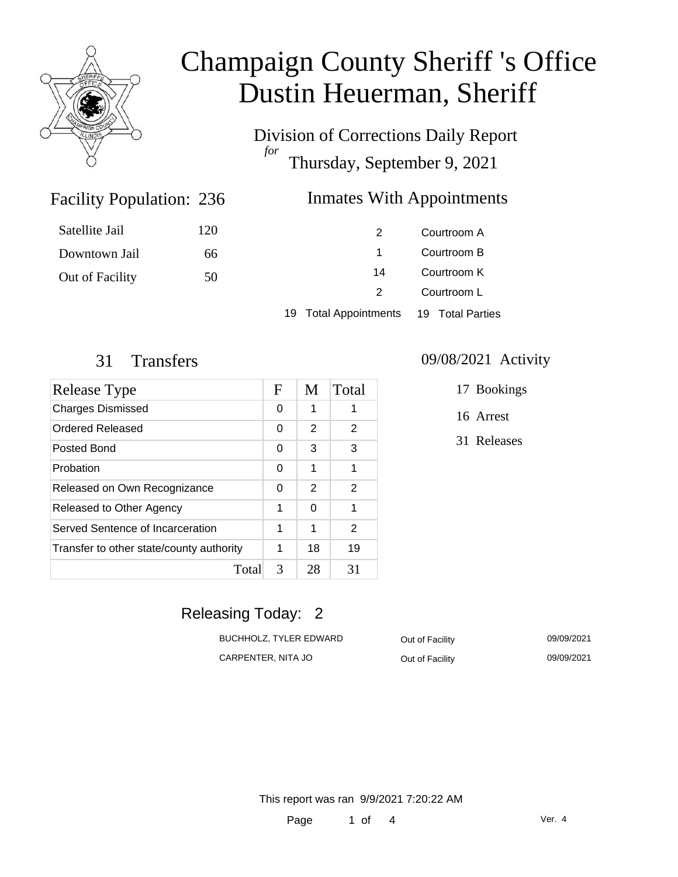# Champaign County Sheriff 's Office
# Dustin Heuerman, Sheriff

## Division of Corrections Daily Report

*for*

Thursday, September 9, 2021

## Facility Population: 236

| | |
|---|---|
| Satellite Jail | 120 |
| Downtown Jail | 66 |
| Out of Facility | 50 |

## Inmates With Appointments

| | |
|---|---|
| 2 | Courtroom A |
| 1 | Courtroom B |
| 14 | Courtroom K |
| 2 | Courtroom L |
| 19 Total Appointments | 19 Total Parties |

## 31 Transfers

| Release Type | F | M | Total |
|---|---|---|---|
| Charges Dismissed | 0 | 1 | 1 |
| Ordered Released | 0 | 2 | 2 |
| Posted Bond | 0 | 3 | 3 |
| Probation | 0 | 1 | 1 |
| Released on Own Recognizance | 0 | 2 | 2 |
| Released to Other Agency | 1 | 0 | 1 |
| Served Sentence of Incarceration | 1 | 1 | 2 |
| Transfer to other state/county authority | 1 | 18 | 19 |
| Total | 3 | 28 | 31 |

## 09/08/2021 Activity

17 Bookings

16 Arrest

31 Releases

## Releasing Today: 2

| | | |
|---|---|---|
| BUCHHOLZ, TYLER EDWARD | Out of Facility | 09/09/2021 |
| CARPENTER, NITA JO | Out of Facility | 09/09/2021 |

This report was ran 9/9/2021 7:20:22 AM

Ver. 4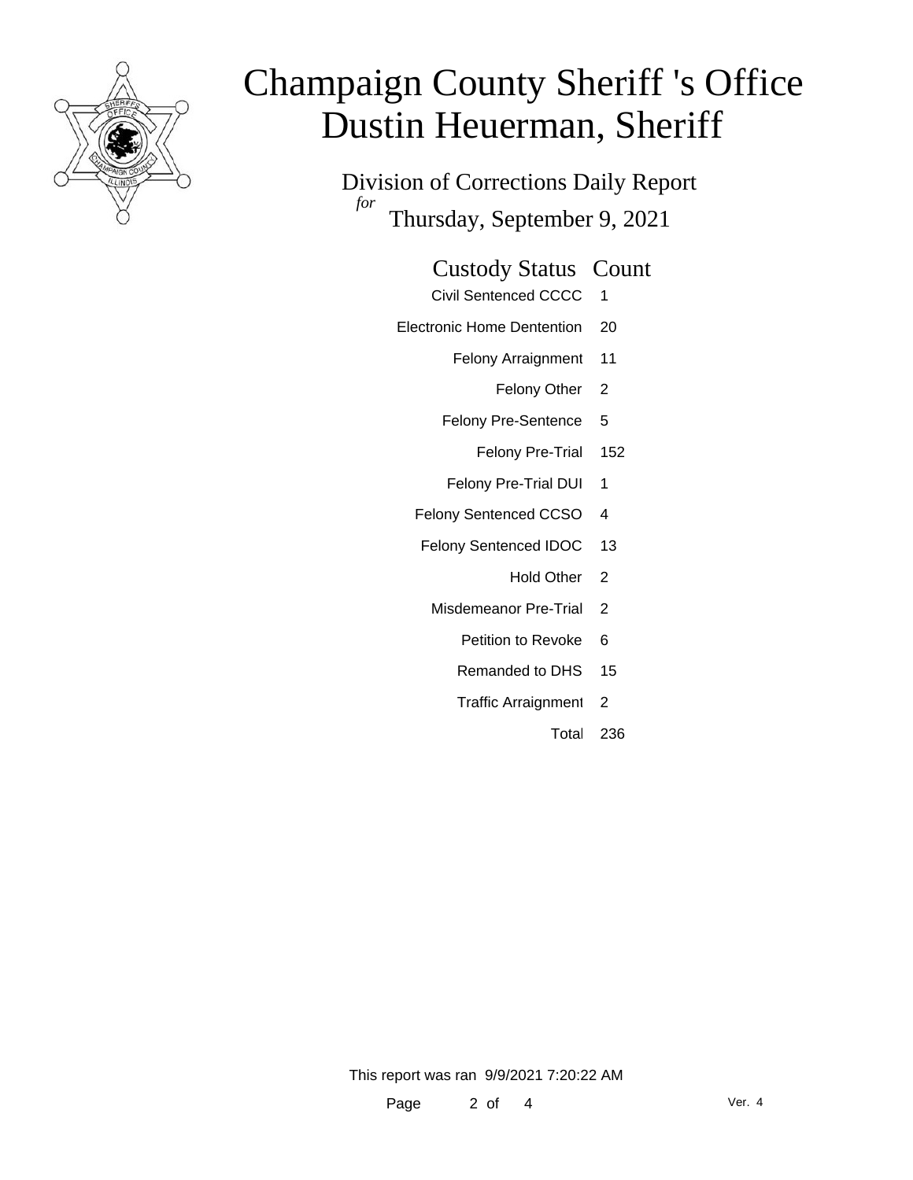# Champaign County Sheriff 's Office
# Dustin Heuerman, Sheriff

Division of Corrections Daily Report

*for*

Thursday, September 9, 2021

| Custody Status | Count |
|---|---|
| Civil Sentenced CCCC | 1 |
| Electronic Home Dentention | 20 |
| Felony Arraignment | 11 |
| Felony Other | 2 |
| Felony Pre-Sentence | 5 |
| Felony Pre-Trial | 152 |
| Felony Pre-Trial DUI | 1 |
| Felony Sentenced CCSO | 4 |
| Felony Sentenced IDOC | 13 |
| Hold Other | 2 |
| Misdemeanor Pre-Trial | 2 |
| Petition to Revoke | 6 |
| Remanded to DHS | 15 |
| Traffic Arraignment | 2 |
| Total | 236 |

This report was ran 9/9/2021 7:20:22 AM

Ver. 4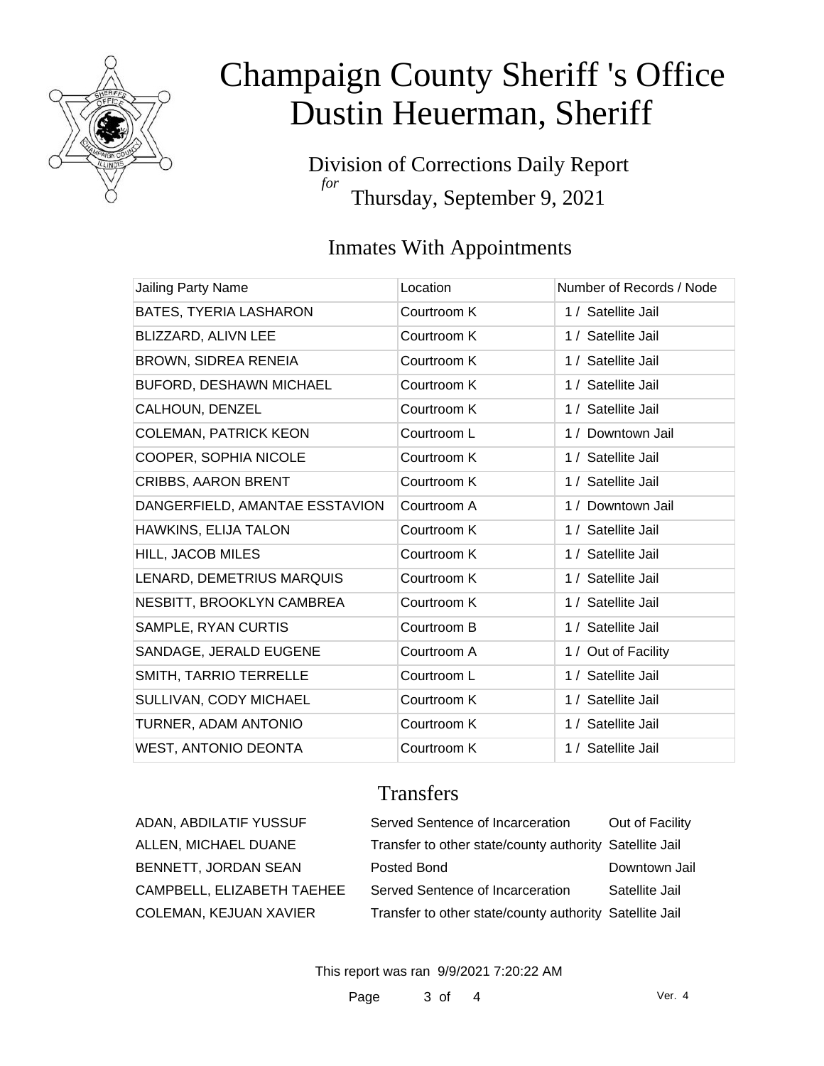# Champaign County Sheriff 's Office
# Dustin Heuerman, Sheriff

Division of Corrections Daily Report
*for*
Thursday, September 9, 2021

## Inmates With Appointments

| Jailing Party Name | Location | Number of Records / Node |
|---|---|---|
| BATES, TYERIA LASHARON | Courtroom K | 1 / Satellite Jail |
| BLIZZARD, ALIVN LEE | Courtroom K | 1 / Satellite Jail |
| BROWN, SIDREA RENEIA | Courtroom K | 1 / Satellite Jail |
| BUFORD, DESHAWN MICHAEL | Courtroom K | 1 / Satellite Jail |
| CALHOUN, DENZEL | Courtroom K | 1 / Satellite Jail |
| COLEMAN, PATRICK KEON | Courtroom L | 1 / Downtown Jail |
| COOPER, SOPHIA NICOLE | Courtroom K | 1 / Satellite Jail |
| CRIBBS, AARON BRENT | Courtroom K | 1 / Satellite Jail |
| DANGERFIELD, AMANTAE ESSTAVION | Courtroom A | 1 / Downtown Jail |
| HAWKINS, ELIJA TALON | Courtroom K | 1 / Satellite Jail |
| HILL, JACOB MILES | Courtroom K | 1 / Satellite Jail |
| LENARD, DEMETRIUS MARQUIS | Courtroom K | 1 / Satellite Jail |
| NESBITT, BROOKLYN CAMBREA | Courtroom K | 1 / Satellite Jail |
| SAMPLE, RYAN CURTIS | Courtroom B | 1 / Satellite Jail |
| SANDAGE, JERALD EUGENE | Courtroom A | 1 / Out of Facility |
| SMITH, TARRIO TERRELLE | Courtroom L | 1 / Satellite Jail |
| SULLIVAN, CODY MICHAEL | Courtroom K | 1 / Satellite Jail |
| TURNER, ADAM ANTONIO | Courtroom K | 1 / Satellite Jail |
| WEST, ANTONIO DEONTA | Courtroom K | 1 / Satellite Jail |

## Transfers

| | | |
|---|---|---|
| ADAN, ABDILATIF YUSSUF | Served Sentence of Incarceration | Out of Facility |
| ALLEN, MICHAEL DUANE | Transfer to other state/county authority | Satellite Jail |
| BENNETT, JORDAN SEAN | Posted Bond | Downtown Jail |
| CAMPBELL, ELIZABETH TAEHEE | Served Sentence of Incarceration | Satellite Jail |
| COLEMAN, KEJUAN XAVIER | Transfer to other state/county authority | Satellite Jail |

This report was ran 9/9/2021 7:20:22 AM

Ver. 4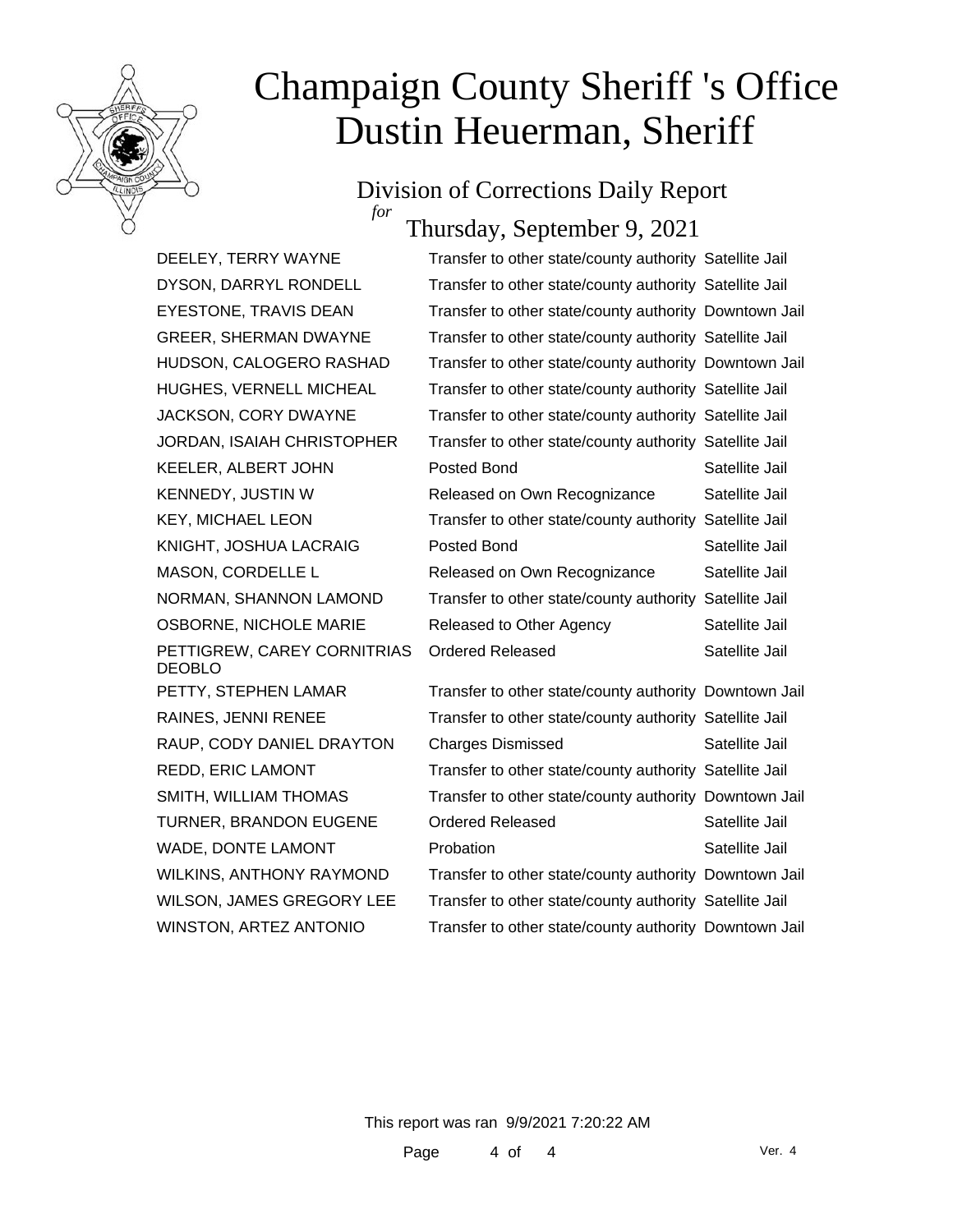# Champaign County Sheriff 's Office
# Dustin Heuerman, Sheriff

## Division of Corrections Daily Report

*for*

## Thursday, September 9, 2021

| | | |
|---|---|---|
| DEELEY, TERRY WAYNE | Transfer to other state/county authority | Satellite Jail |
| DYSON, DARRYL RONDELL | Transfer to other state/county authority | Satellite Jail |
| EYESTONE, TRAVIS DEAN | Transfer to other state/county authority | Downtown Jail |
| GREER, SHERMAN DWAYNE | Transfer to other state/county authority | Satellite Jail |
| HUDSON, CALOGERO RASHAD | Transfer to other state/county authority | Downtown Jail |
| HUGHES, VERNELL MICHEAL | Transfer to other state/county authority | Satellite Jail |
| JACKSON, CORY DWAYNE | Transfer to other state/county authority | Satellite Jail |
| JORDAN, ISAIAH CHRISTOPHER | Transfer to other state/county authority | Satellite Jail |
| KEELER, ALBERT JOHN | Posted Bond | Satellite Jail |
| KENNEDY, JUSTIN W | Released on Own Recognizance | Satellite Jail |
| KEY, MICHAEL LEON | Transfer to other state/county authority | Satellite Jail |
| KNIGHT, JOSHUA LACRAIG | Posted Bond | Satellite Jail |
| MASON, CORDELLE L | Released on Own Recognizance | Satellite Jail |
| NORMAN, SHANNON LAMOND | Transfer to other state/county authority | Satellite Jail |
| OSBORNE, NICHOLE MARIE | Released to Other Agency | Satellite Jail |
| PETTIGREW, CAREY CORNITRIAS DEOBLO | Ordered Released | Satellite Jail |
| PETTY, STEPHEN LAMAR | Transfer to other state/county authority | Downtown Jail |
| RAINES, JENNI RENEE | Transfer to other state/county authority | Satellite Jail |
| RAUP, CODY DANIEL DRAYTON | Charges Dismissed | Satellite Jail |
| REDD, ERIC LAMONT | Transfer to other state/county authority | Satellite Jail |
| SMITH, WILLIAM THOMAS | Transfer to other state/county authority | Downtown Jail |
| TURNER, BRANDON EUGENE | Ordered Released | Satellite Jail |
| WADE, DONTE LAMONT | Probation | Satellite Jail |
| WILKINS, ANTHONY RAYMOND | Transfer to other state/county authority | Downtown Jail |
| WILSON, JAMES GREGORY LEE | Transfer to other state/county authority | Satellite Jail |
| WINSTON, ARTEZ ANTONIO | Transfer to other state/county authority | Downtown Jail |

This report was ran 9/9/2021 7:20:22 AM

Ver. 4